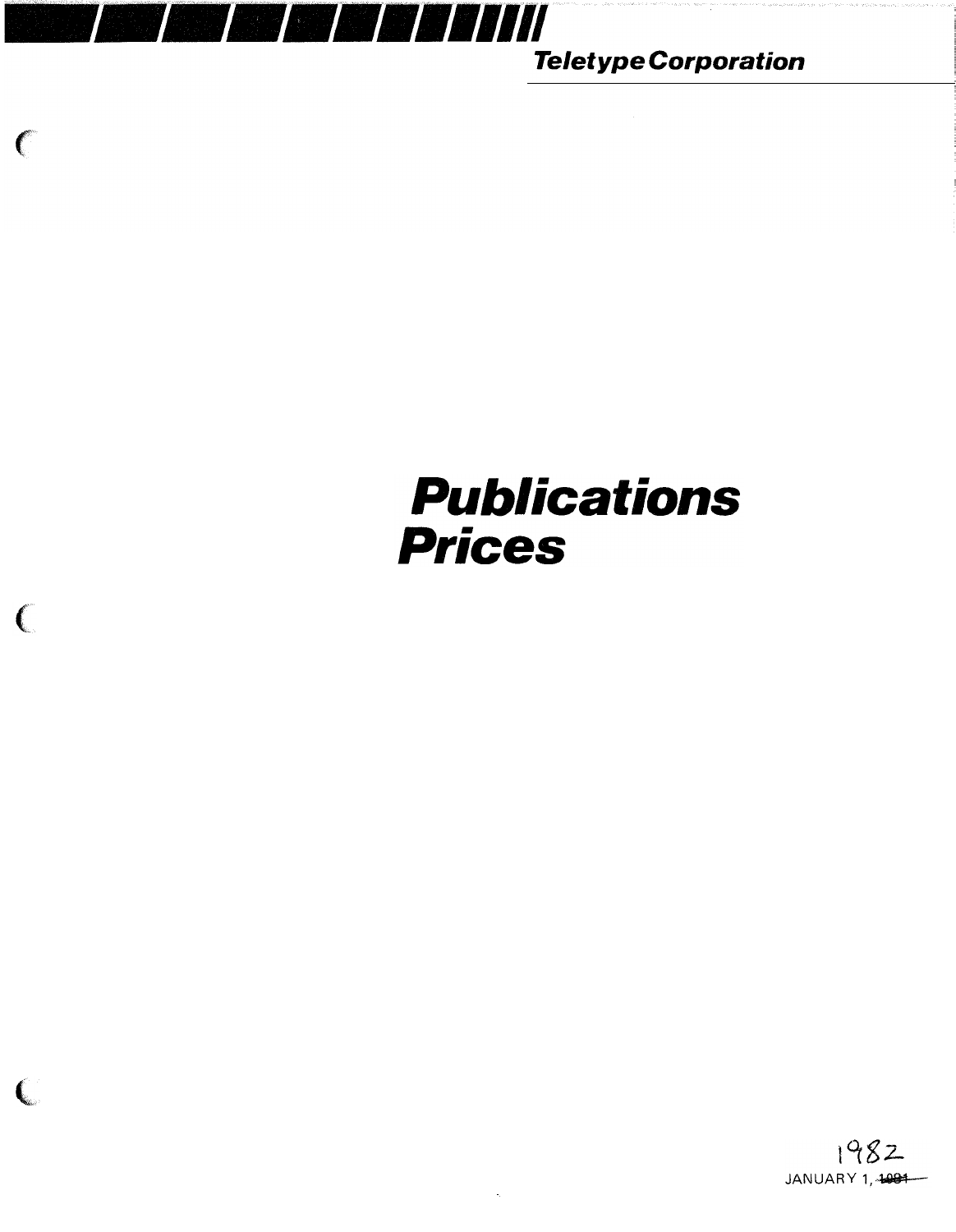**Teletype Corporation**

# Publications Prices

1982

JANUARY 1, ~~1981~~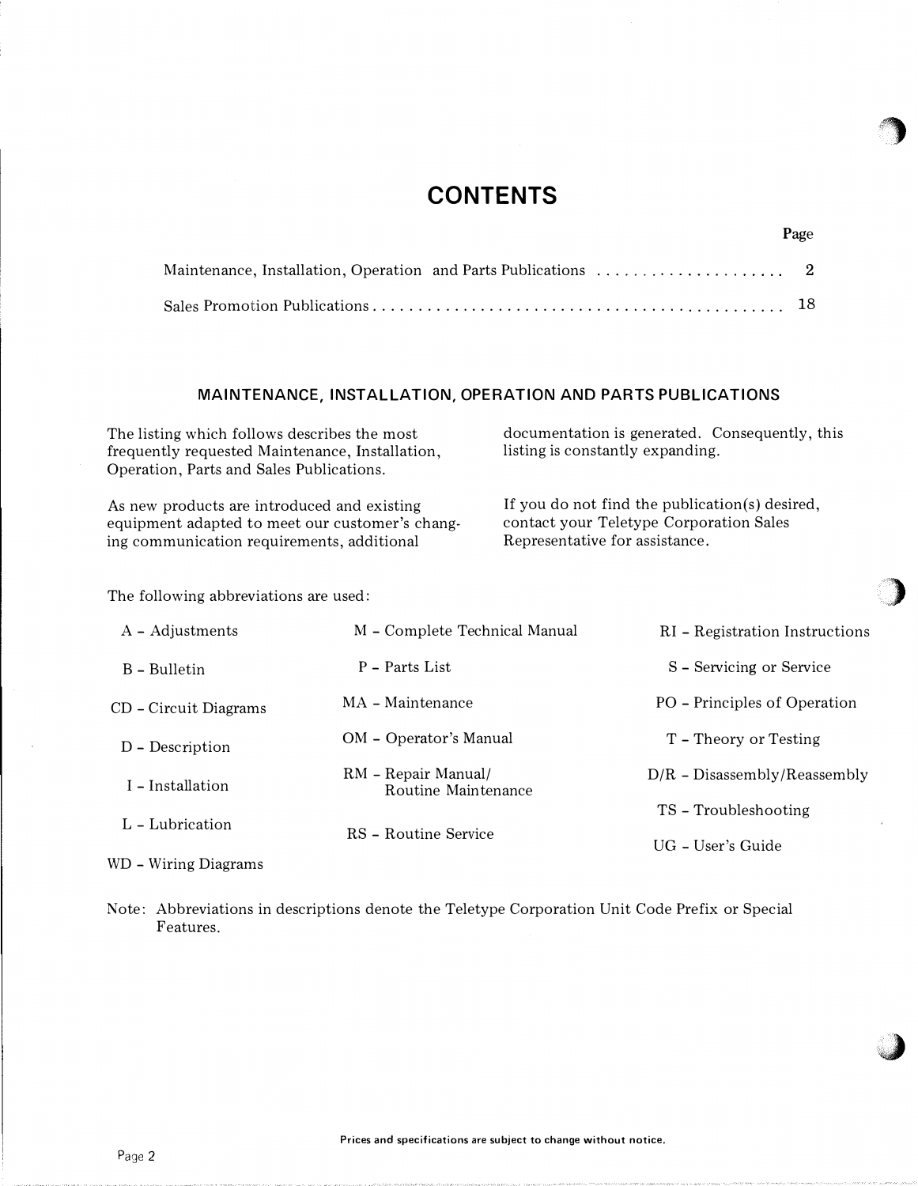# CONTENTS

| | Page |
|---|---|
| Maintenance, Installation, Operation and Parts Publications | 2 |
| Sales Promotion Publications | 18 |

## MAINTENANCE, INSTALLATION, OPERATION AND PARTS PUBLICATIONS

The listing which follows describes the most frequently requested Maintenance, Installation, Operation, Parts and Sales Publications.

As new products are introduced and existing equipment adapted to meet our customer's changing communication requirements, additional documentation is generated. Consequently, this listing is constantly expanding.

If you do not find the publication(s) desired, contact your Teletype Corporation Sales Representative for assistance.

The following abbreviations are used:

- A - Adjustments
- B - Bulletin
- CD - Circuit Diagrams
- D - Description
- I - Installation
- L - Lubrication
- WD - Wiring Diagrams
- M - Complete Technical Manual
- P - Parts List
- MA - Maintenance
- OM - Operator's Manual
- RM - Repair Manual/ Routine Maintenance
- RS - Routine Service
- RI - Registration Instructions
- S - Servicing or Service
- PO - Principles of Operation
- T - Theory or Testing
- D/R - Disassembly/Reassembly
- TS - Troubleshooting
- UG - User's Guide

Note: Abbreviations in descriptions denote the Teletype Corporation Unit Code Prefix or Special Features.

Prices and specifications are subject to change without notice.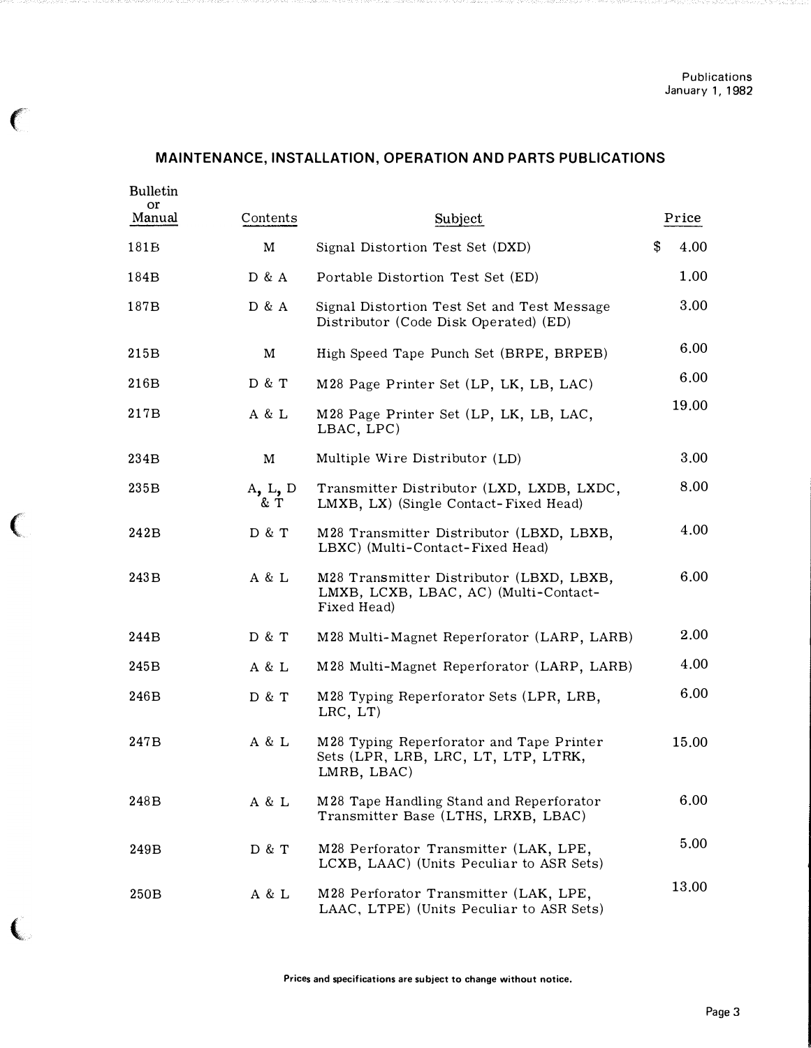## MAINTENANCE, INSTALLATION, OPERATION AND PARTS PUBLICATIONS

| Bulletin or Manual | Contents | Subject | Price |
|---|---|---|---|
| 181B | M | Signal Distortion Test Set (DXD) | $ 4.00 |
| 184B | D & A | Portable Distortion Test Set (ED) | 1.00 |
| 187B | D & A | Signal Distortion Test Set and Test Message Distributor (Code Disk Operated) (ED) | 3.00 |
| 215B | M | High Speed Tape Punch Set (BRPE, BRPEB) | 6.00 |
| 216B | D & T | M28 Page Printer Set (LP, LK, LB, LAC) | 6.00 |
| 217B | A & L | M28 Page Printer Set (LP, LK, LB, LAC, LBAC, LPC) | 19.00 |
| 234B | M | Multiple Wire Distributor (LD) | 3.00 |
| 235B | A, L, D & T | Transmitter Distributor (LXD, LXDB, LXDC, LMXB, LX) (Single Contact-Fixed Head) | 8.00 |
| 242B | D & T | M28 Transmitter Distributor (LBXD, LBXB, LBXC) (Multi-Contact-Fixed Head) | 4.00 |
| 243B | A & L | M28 Transmitter Distributor (LBXD, LBXB, LMXB, LCXB, LBAC, AC) (Multi-Contact-Fixed Head) | 6.00 |
| 244B | D & T | M28 Multi-Magnet Reperforator (LARP, LARB) | 2.00 |
| 245B | A & L | M28 Multi-Magnet Reperforator (LARP, LARB) | 4.00 |
| 246B | D & T | M28 Typing Reperforator Sets (LPR, LRB, LRC, LT) | 6.00 |
| 247B | A & L | M28 Typing Reperforator and Tape Printer Sets (LPR, LRB, LRC, LT, LTP, LTRK, LMRB, LBAC) | 15.00 |
| 248B | A & L | M28 Tape Handling Stand and Reperforator Transmitter Base (LTHS, LRXB, LBAC) | 6.00 |
| 249B | D & T | M28 Perforator Transmitter (LAK, LPE, LCXB, LAAC) (Units Peculiar to ASR Sets) | 5.00 |
| 250B | A & L | M28 Perforator Transmitter (LAK, LPE, LAAC, LTPE) (Units Peculiar to ASR Sets) | 13.00 |

Prices and specifications are subject to change without notice.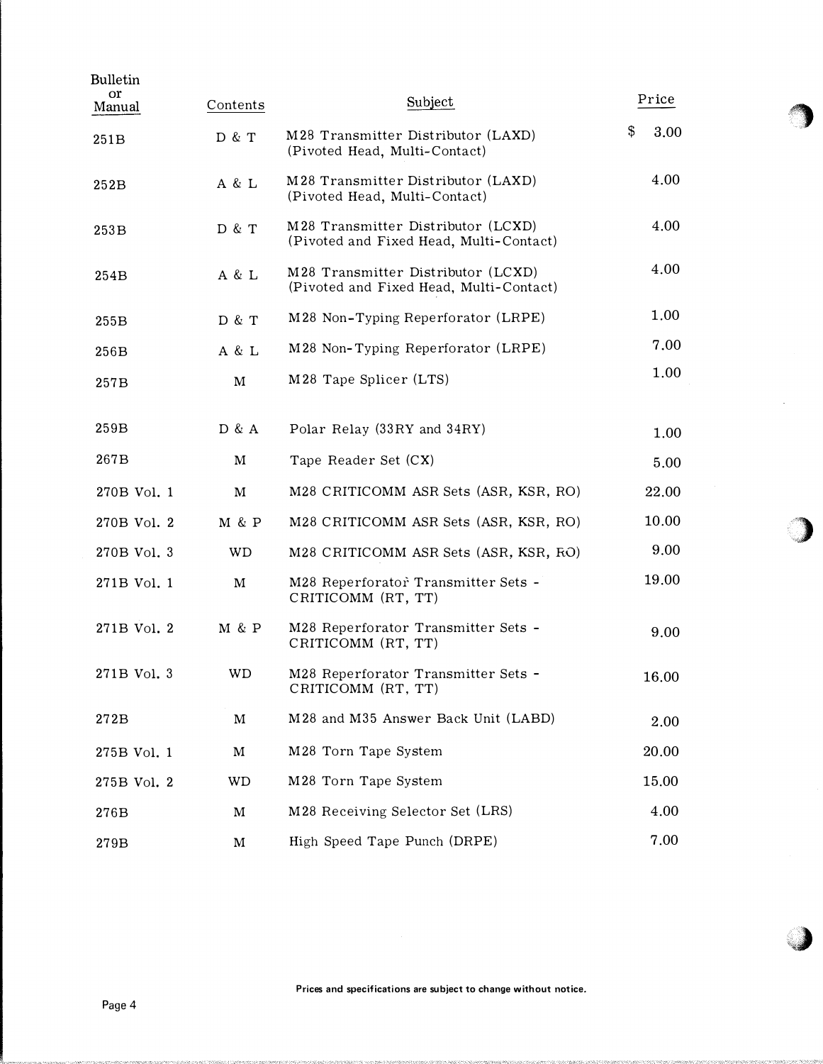| Bulletin or Manual | Contents | Subject | Price |
|---|---|---|---|
| 251B | D & T | M28 Transmitter Distributor (LAXD) (Pivoted Head, Multi-Contact) | $ 3.00 |
| 252B | A & L | M28 Transmitter Distributor (LAXD) (Pivoted Head, Multi-Contact) | 4.00 |
| 253B | D & T | M28 Transmitter Distributor (LCXD) (Pivoted and Fixed Head, Multi-Contact) | 4.00 |
| 254B | A & L | M28 Transmitter Distributor (LCXD) (Pivoted and Fixed Head, Multi-Contact) | 4.00 |
| 255B | D & T | M28 Non-Typing Reperforator (LRPE) | 1.00 |
| 256B | A & L | M28 Non-Typing Reperforator (LRPE) | 7.00 |
| 257B | M | M28 Tape Splicer (LTS) | 1.00 |
| 259B | D & A | Polar Relay (33RY and 34RY) | 1.00 |
| 267B | M | Tape Reader Set (CX) | 5.00 |
| 270B Vol. 1 | M | M28 CRITICOMM ASR Sets (ASR, KSR, RO) | 22.00 |
| 270B Vol. 2 | M & P | M28 CRITICOMM ASR Sets (ASR, KSR, RO) | 10.00 |
| 270B Vol. 3 | WD | M28 CRITICOMM ASR Sets (ASR, KSR, RO) | 9.00 |
| 271B Vol. 1 | M | M28 Reperforator Transmitter Sets - CRITICOMM (RT, TT) | 19.00 |
| 271B Vol. 2 | M & P | M28 Reperforator Transmitter Sets - CRITICOMM (RT, TT) | 9.00 |
| 271B Vol. 3 | WD | M28 Reperforator Transmitter Sets - CRITICOMM (RT, TT) | 16.00 |
| 272B | M | M28 and M35 Answer Back Unit (LABD) | 2.00 |
| 275B Vol. 1 | M | M28 Torn Tape System | 20.00 |
| 275B Vol. 2 | WD | M28 Torn Tape System | 15.00 |
| 276B | M | M28 Receiving Selector Set (LRS) | 4.00 |
| 279B | M | High Speed Tape Punch (DRPE) | 7.00 |

**Prices and specifications are subject to change without notice.**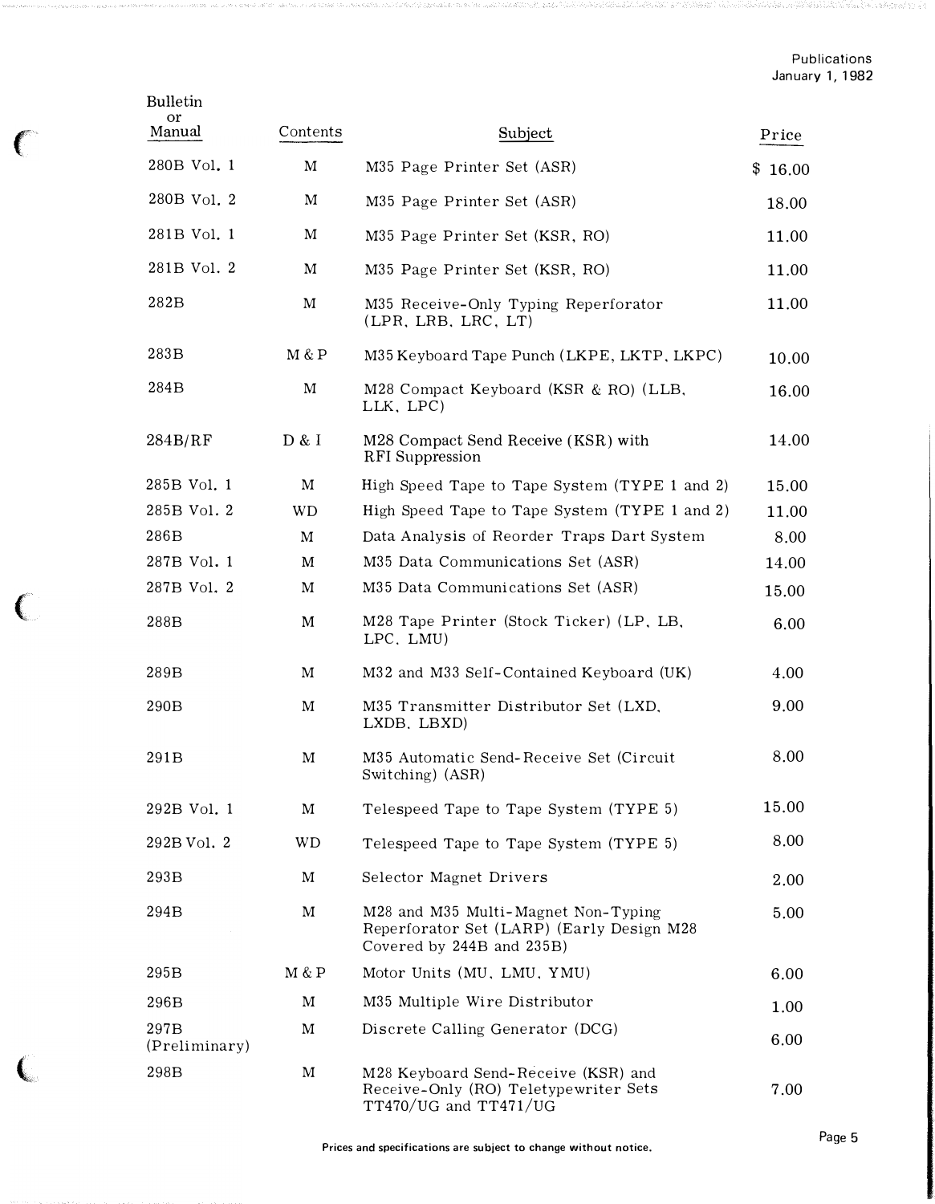| Bulletin or Manual | Contents | Subject | Price |
|---|---|---|---|
| 280B Vol. 1 | M | M35 Page Printer Set (ASR) | $ 16.00 |
| 280B Vol. 2 | M | M35 Page Printer Set (ASR) | 18.00 |
| 281B Vol. 1 | M | M35 Page Printer Set (KSR, RO) | 11.00 |
| 281B Vol. 2 | M | M35 Page Printer Set (KSR, RO) | 11.00 |
| 282B | M | M35 Receive-Only Typing Reperforator (LPR, LRB, LRC, LT) | 11.00 |
| 283B | M & P | M35 Keyboard Tape Punch (LKPE, LKTP, LKPC) | 10.00 |
| 284B | M | M28 Compact Keyboard (KSR & RO) (LLB, LLK, LPC) | 16.00 |
| 284B/RF | D & I | M28 Compact Send Receive (KSR) with RFI Suppression | 14.00 |
| 285B Vol. 1 | M | High Speed Tape to Tape System (TYPE 1 and 2) | 15.00 |
| 285B Vol. 2 | WD | High Speed Tape to Tape System (TYPE 1 and 2) | 11.00 |
| 286B | M | Data Analysis of Reorder Traps Dart System | 8.00 |
| 287B Vol. 1 | M | M35 Data Communications Set (ASR) | 14.00 |
| 287B Vol. 2 | M | M35 Data Communications Set (ASR) | 15.00 |
| 288B | M | M28 Tape Printer (Stock Ticker) (LP, LB, LPC, LMU) | 6.00 |
| 289B | M | M32 and M33 Self-Contained Keyboard (UK) | 4.00 |
| 290B | M | M35 Transmitter Distributor Set (LXD, LXDB, LBXD) | 9.00 |
| 291B | M | M35 Automatic Send-Receive Set (Circuit Switching) (ASR) | 8.00 |
| 292B Vol. 1 | M | Telespeed Tape to Tape System (TYPE 5) | 15.00 |
| 292B Vol. 2 | WD | Telespeed Tape to Tape System (TYPE 5) | 8.00 |
| 293B | M | Selector Magnet Drivers | 2.00 |
| 294B | M | M28 and M35 Multi-Magnet Non-Typing Reperforator Set (LARP) (Early Design M28 Covered by 244B and 235B) | 5.00 |
| 295B | M & P | Motor Units (MU, LMU, YMU) | 6.00 |
| 296B | M | M35 Multiple Wire Distributor | 1.00 |
| 297B (Preliminary) | M | Discrete Calling Generator (DCG) | 6.00 |
| 298B | M | M28 Keyboard Send-Receive (KSR) and Receive-Only (RO) Teletypewriter Sets TT470/UG and TT471/UG | 7.00 |

Prices and specifications are subject to change without notice.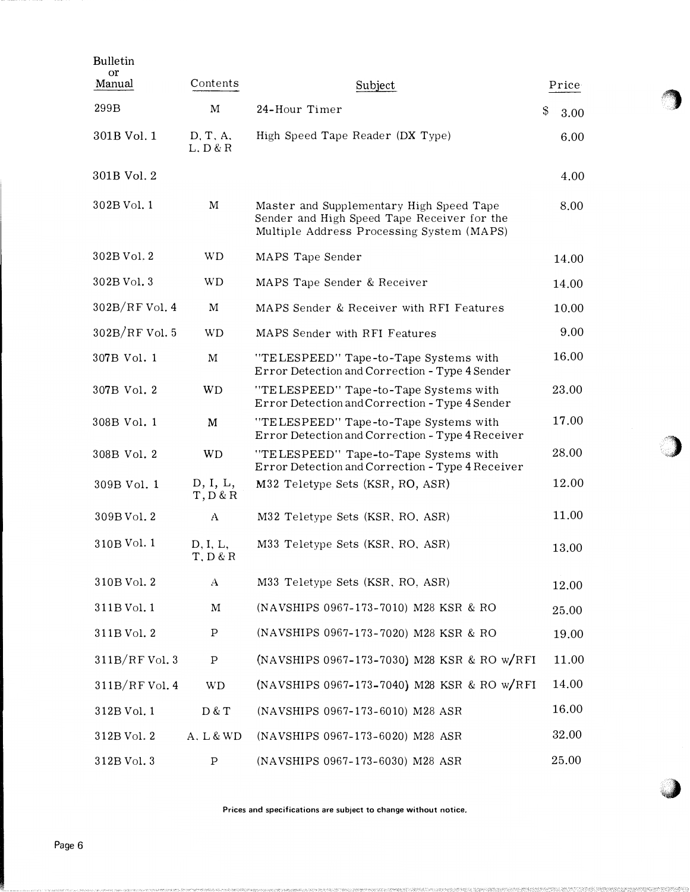| Bulletin or Manual | Contents | Subject | Price |
|---|---|---|---|
| 299B | M | 24-Hour Timer | $ 3.00 |
| 301B Vol. 1 | D, T, A, L, D & R | High Speed Tape Reader (DX Type) | 6.00 |
| 301B Vol. 2 | | | 4.00 |
| 302B Vol. 1 | M | Master and Supplementary High Speed Tape Sender and High Speed Tape Receiver for the Multiple Address Processing System (MAPS) | 8.00 |
| 302B Vol. 2 | WD | MAPS Tape Sender | 14.00 |
| 302B Vol. 3 | WD | MAPS Tape Sender & Receiver | 14.00 |
| 302B/RF Vol. 4 | M | MAPS Sender & Receiver with RFI Features | 10.00 |
| 302B/RF Vol. 5 | WD | MAPS Sender with RFI Features | 9.00 |
| 307B Vol. 1 | M | "TELESPEED" Tape-to-Tape Systems with Error Detection and Correction - Type 4 Sender | 16.00 |
| 307B Vol. 2 | WD | "TELESPEED" Tape-to-Tape Systems with Error Detection and Correction - Type 4 Sender | 23.00 |
| 308B Vol. 1 | M | "TELESPEED" Tape-to-Tape Systems with Error Detection and Correction - Type 4 Receiver | 17.00 |
| 308B Vol. 2 | WD | "TELESPEED" Tape-to-Tape Systems with Error Detection and Correction - Type 4 Receiver | 28.00 |
| 309B Vol. 1 | D, I, L, T, D & R | M32 Teletype Sets (KSR, RO, ASR) | 12.00 |
| 309B Vol. 2 | A | M32 Teletype Sets (KSR, RO, ASR) | 11.00 |
| 310B Vol. 1 | D, I, L, T, D & R | M33 Teletype Sets (KSR, RO, ASR) | 13.00 |
| 310B Vol. 2 | A | M33 Teletype Sets (KSR, RO, ASR) | 12.00 |
| 311B Vol. 1 | M | (NAVSHIPS 0967-173-7010) M28 KSR & RO | 25.00 |
| 311B Vol. 2 | P | (NAVSHIPS 0967-173-7020) M28 KSR & RO | 19.00 |
| 311B/RF Vol. 3 | P | (NAVSHIPS 0967-173-7030) M28 KSR & RO w/RFI | 11.00 |
| 311B/RF Vol. 4 | WD | (NAVSHIPS 0967-173-7040) M28 KSR & RO w/RFI | 14.00 |
| 312B Vol. 1 | D & T | (NAVSHIPS 0967-173-6010) M28 ASR | 16.00 |
| 312B Vol. 2 | A, L & WD | (NAVSHIPS 0967-173-6020) M28 ASR | 32.00 |
| 312B Vol. 3 | P | (NAVSHIPS 0967-173-6030) M28 ASR | 25.00 |

**Prices and specifications are subject to change without notice.**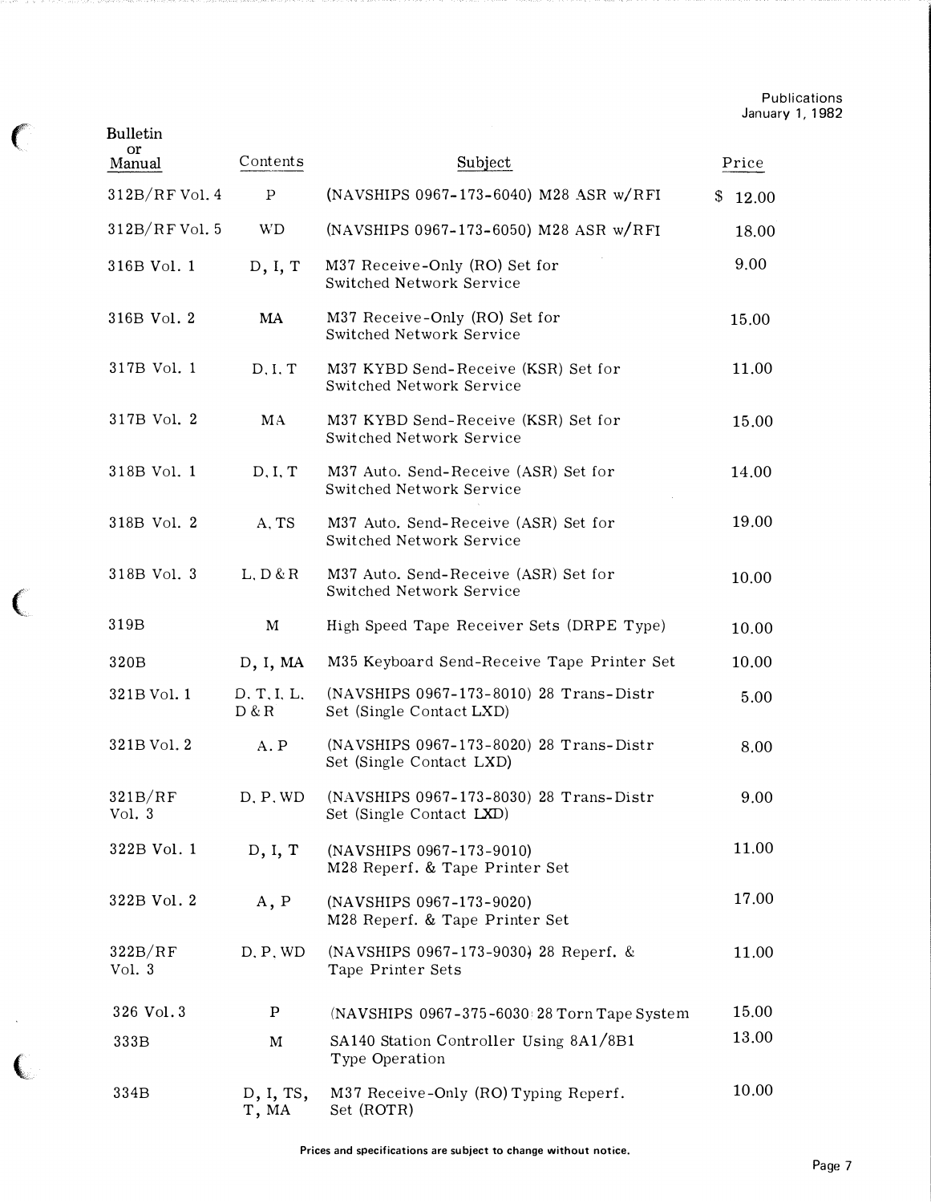| Bulletin or Manual | Contents | Subject | Price |
|---|---|---|---|
| 312B/RF Vol. 4 | P | (NAVSHIPS 0967-173-6040) M28 ASR w/RFI | $ 12.00 |
| 312B/RF Vol. 5 | WD | (NAVSHIPS 0967-173-6050) M28 ASR w/RFI | 18.00 |
| 316B Vol. 1 | D, I, T | M37 Receive-Only (RO) Set for Switched Network Service | 9.00 |
| 316B Vol. 2 | MA | M37 Receive-Only (RO) Set for Switched Network Service | 15.00 |
| 317B Vol. 1 | D, I, T | M37 KYBD Send-Receive (KSR) Set for Switched Network Service | 11.00 |
| 317B Vol. 2 | MA | M37 KYBD Send-Receive (KSR) Set for Switched Network Service | 15.00 |
| 318B Vol. 1 | D, I, T | M37 Auto. Send-Receive (ASR) Set for Switched Network Service | 14.00 |
| 318B Vol. 2 | A, TS | M37 Auto. Send-Receive (ASR) Set for Switched Network Service | 19.00 |
| 318B Vol. 3 | L, D & R | M37 Auto. Send-Receive (ASR) Set for Switched Network Service | 10.00 |
| 319B | M | High Speed Tape Receiver Sets (DRPE Type) | 10.00 |
| 320B | D, I, MA | M35 Keyboard Send-Receive Tape Printer Set | 10.00 |
| 321B Vol. 1 | D, T, I, L, D & R | (NAVSHIPS 0967-173-8010) 28 Trans-Distr Set (Single Contact LXD) | 5.00 |
| 321B Vol. 2 | A, P | (NAVSHIPS 0967-173-8020) 28 Trans-Distr Set (Single Contact LXD) | 8.00 |
| 321B/RF Vol. 3 | D, P, WD | (NAVSHIPS 0967-173-8030) 28 Trans-Distr Set (Single Contact LXD) | 9.00 |
| 322B Vol. 1 | D, I, T | (NAVSHIPS 0967-173-9010) M28 Reperf. & Tape Printer Set | 11.00 |
| 322B Vol. 2 | A, P | (NAVSHIPS 0967-173-9020) M28 Reperf. & Tape Printer Set | 17.00 |
| 322B/RF Vol. 3 | D, P, WD | (NAVSHIPS 0967-173-9030) 28 Reperf. & Tape Printer Sets | 11.00 |
| 326 Vol. 3 | P | (NAVSHIPS 0967-375-6030) 28 Torn Tape System | 15.00 |
| 333B | M | SA140 Station Controller Using 8A1/8B1 Type Operation | 13.00 |
| 334B | D, I, TS, T, MA | M37 Receive-Only (RO) Typing Reperf. Set (ROTR) | 10.00 |

Prices and specifications are subject to change without notice.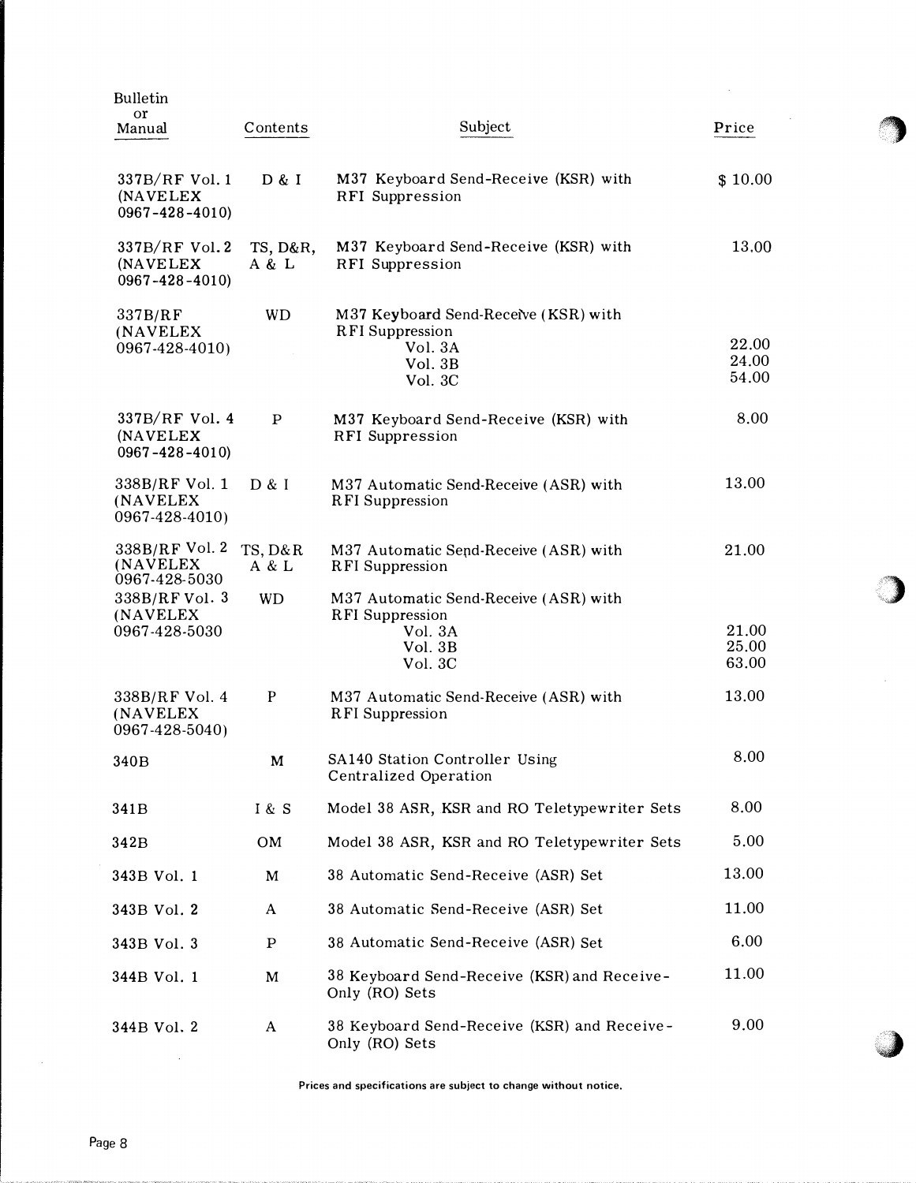| Bulletin or Manual | Contents | Subject | Price |
|---|---|---|---|
| 337B/RF Vol. 1 (NAVELEX 0967-428-4010) | D & I | M37 Keyboard Send-Receive (KSR) with RFI Suppression | $ 10.00 |
| 337B/RF Vol. 2 (NAVELEX 0967-428-4010) | TS, D&R, A & L | M37 Keyboard Send-Receive (KSR) with RFI Suppression | 13.00 |
| 337B/RF (NAVELEX 0967-428-4010) | WD | M37 Keyboard Send-Receive (KSR) with RFI Suppression | |
| | | Vol. 3A | 22.00 |
| | | Vol. 3B | 24.00 |
| | | Vol. 3C | 54.00 |
| 337B/RF Vol. 4 (NAVELEX 0967-428-4010) | P | M37 Keyboard Send-Receive (KSR) with RFI Suppression | 8.00 |
| 338B/RF Vol. 1 (NAVELEX 0967-428-4010) | D & I | M37 Automatic Send-Receive (ASR) with RFI Suppression | 13.00 |
| 338B/RF Vol. 2 (NAVELEX 0967-428-5030 | TS, D&R A & L | M37 Automatic Send-Receive (ASR) with RFI Suppression | 21.00 |
| 338B/RF Vol. 3 (NAVELEX 0967-428-5030 | WD | M37 Automatic Send-Receive (ASR) with RFI Suppression | |
| | | Vol. 3A | 21.00 |
| | | Vol. 3B | 25.00 |
| | | Vol. 3C | 63.00 |
| 338B/RF Vol. 4 (NAVELEX 0967-428-5040) | P | M37 Automatic Send-Receive (ASR) with RFI Suppression | 13.00 |
| 340B | M | SA140 Station Controller Using Centralized Operation | 8.00 |
| 341B | I & S | Model 38 ASR, KSR and RO Teletypewriter Sets | 8.00 |
| 342B | OM | Model 38 ASR, KSR and RO Teletypewriter Sets | 5.00 |
| 343B Vol. 1 | M | 38 Automatic Send-Receive (ASR) Set | 13.00 |
| 343B Vol. 2 | A | 38 Automatic Send-Receive (ASR) Set | 11.00 |
| 343B Vol. 3 | P | 38 Automatic Send-Receive (ASR) Set | 6.00 |
| 344B Vol. 1 | M | 38 Keyboard Send-Receive (KSR) and Receive-Only (RO) Sets | 11.00 |
| 344B Vol. 2 | A | 38 Keyboard Send-Receive (KSR) and Receive-Only (RO) Sets | 9.00 |

Prices and specifications are subject to change without notice.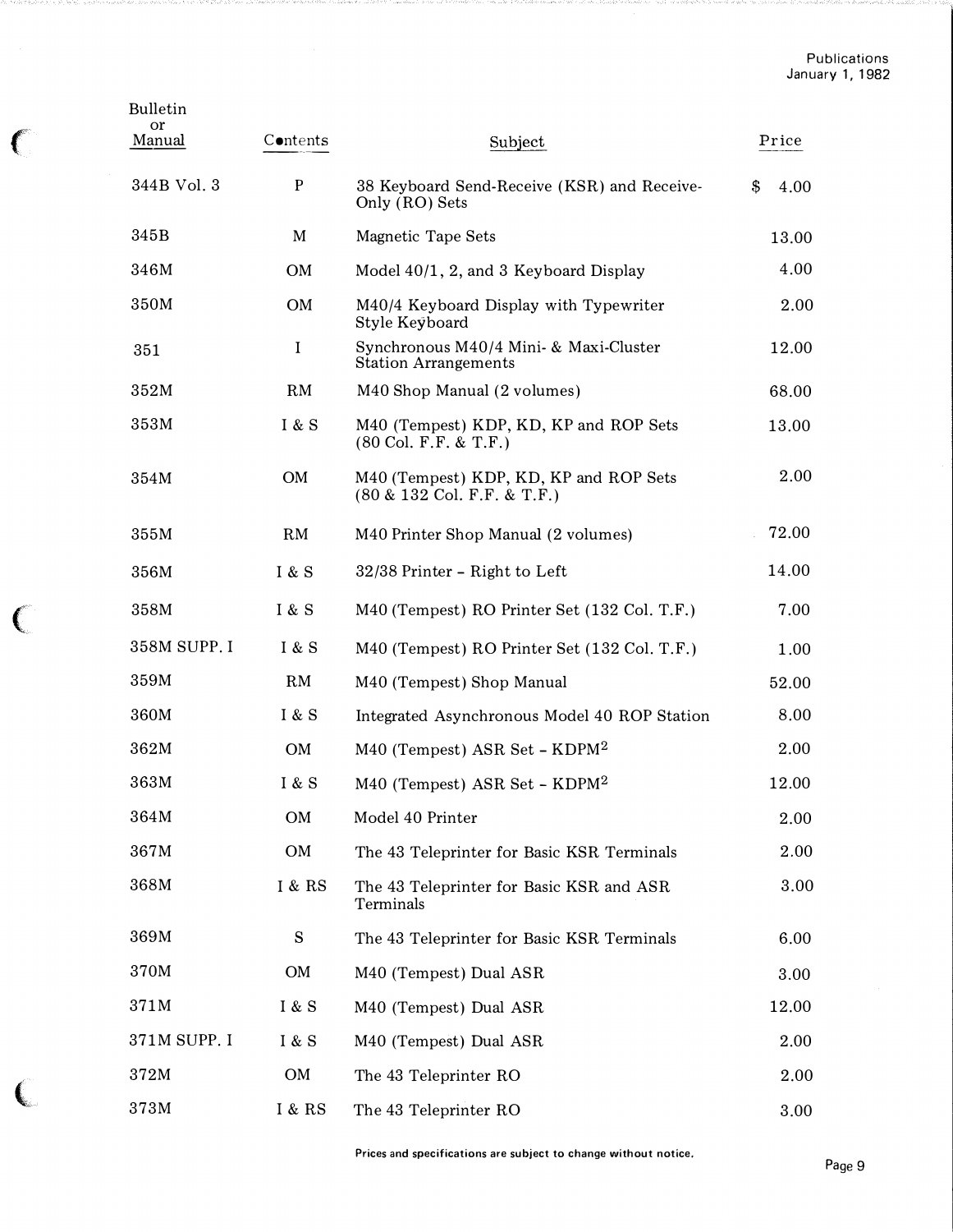| Bulletin or Manual | Contents | Subject | Price |
|---|---|---|---|
| 344B Vol. 3 | P | 38 Keyboard Send-Receive (KSR) and Receive-Only (RO) Sets | $ 4.00 |
| 345B | M | Magnetic Tape Sets | 13.00 |
| 346M | OM | Model 40/1, 2, and 3 Keyboard Display | 4.00 |
| 350M | OM | M40/4 Keyboard Display with Typewriter Style Keyboard | 2.00 |
| 351 | I | Synchronous M40/4 Mini- & Maxi-Cluster Station Arrangements | 12.00 |
| 352M | RM | M40 Shop Manual (2 volumes) | 68.00 |
| 353M | I & S | M40 (Tempest) KDP, KD, KP and ROP Sets (80 Col. F.F. & T.F.) | 13.00 |
| 354M | OM | M40 (Tempest) KDP, KD, KP and ROP Sets (80 & 132 Col. F.F. & T.F.) | 2.00 |
| 355M | RM | M40 Printer Shop Manual (2 volumes) | 72.00 |
| 356M | I & S | 32/38 Printer - Right to Left | 14.00 |
| 358M | I & S | M40 (Tempest) RO Printer Set (132 Col. T.F.) | 7.00 |
| 358M SUPP. I | I & S | M40 (Tempest) RO Printer Set (132 Col. T.F.) | 1.00 |
| 359M | RM | M40 (Tempest) Shop Manual | 52.00 |
| 360M | I & S | Integrated Asynchronous Model 40 ROP Station | 8.00 |
| 362M | OM | M40 (Tempest) ASR Set - $KDPM^2$ | 2.00 |
| 363M | I & S | M40 (Tempest) ASR Set - $KDPM^2$ | 12.00 |
| 364M | OM | Model 40 Printer | 2.00 |
| 367M | OM | The 43 Teleprinter for Basic KSR Terminals | 2.00 |
| 368M | I & RS | The 43 Teleprinter for Basic KSR and ASR Terminals | 3.00 |
| 369M | S | The 43 Teleprinter for Basic KSR Terminals | 6.00 |
| 370M | OM | M40 (Tempest) Dual ASR | 3.00 |
| 371M | I & S | M40 (Tempest) Dual ASR | 12.00 |
| 371M SUPP. I | I & S | M40 (Tempest) Dual ASR | 2.00 |
| 372M | OM | The 43 Teleprinter RO | 2.00 |
| 373M | I & RS | The 43 Teleprinter RO | 3.00 |

Prices and specifications are subject to change without notice.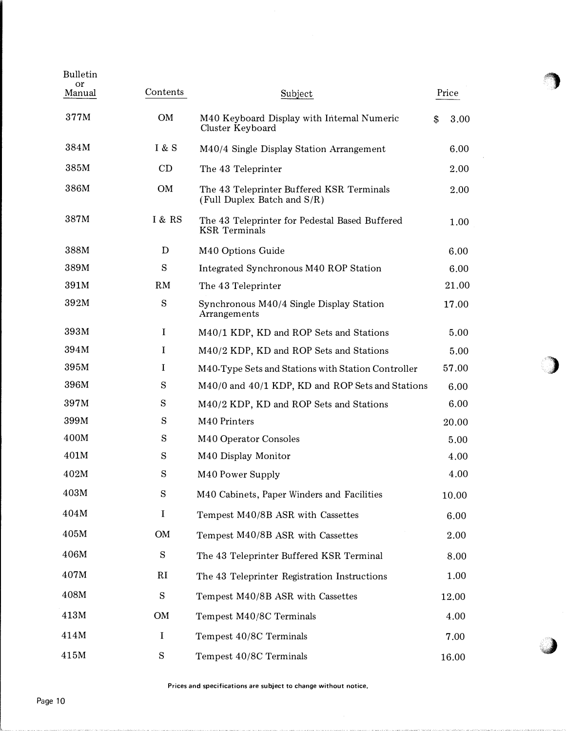| Bulletin or Manual | Contents | Subject | Price |
|---|---|---|---|
| 377M | OM | M40 Keyboard Display with Internal Numeric Cluster Keyboard | $ 3.00 |
| 384M | I & S | M40/4 Single Display Station Arrangement | 6.00 |
| 385M | CD | The 43 Teleprinter | 2.00 |
| 386M | OM | The 43 Teleprinter Buffered KSR Terminals (Full Duplex Batch and S/R) | 2.00 |
| 387M | I & RS | The 43 Teleprinter for Pedestal Based Buffered KSR Terminals | 1.00 |
| 388M | D | M40 Options Guide | 6.00 |
| 389M | S | Integrated Synchronous M40 ROP Station | 6.00 |
| 391M | RM | The 43 Teleprinter | 21.00 |
| 392M | S | Synchronous M40/4 Single Display Station Arrangements | 17.00 |
| 393M | I | M40/1 KDP, KD and ROP Sets and Stations | 5.00 |
| 394M | I | M40/2 KDP, KD and ROP Sets and Stations | 5.00 |
| 395M | I | M40-Type Sets and Stations with Station Controller | 57.00 |
| 396M | S | M40/0 and 40/1 KDP, KD and ROP Sets and Stations | 6.00 |
| 397M | S | M40/2 KDP, KD and ROP Sets and Stations | 6.00 |
| 399M | S | M40 Printers | 20.00 |
| 400M | S | M40 Operator Consoles | 5.00 |
| 401M | S | M40 Display Monitor | 4.00 |
| 402M | S | M40 Power Supply | 4.00 |
| 403M | S | M40 Cabinets, Paper Winders and Facilities | 10.00 |
| 404M | I | Tempest M40/8B ASR with Cassettes | 6.00 |
| 405M | OM | Tempest M40/8B ASR with Cassettes | 2.00 |
| 406M | S | The 43 Teleprinter Buffered KSR Terminal | 8.00 |
| 407M | RI | The 43 Teleprinter Registration Instructions | 1.00 |
| 408M | S | Tempest M40/8B ASR with Cassettes | 12.00 |
| 413M | OM | Tempest M40/8C Terminals | 4.00 |
| 414M | I | Tempest 40/8C Terminals | 7.00 |
| 415M | S | Tempest 40/8C Terminals | 16.00 |

Prices and specifications are subject to change without notice.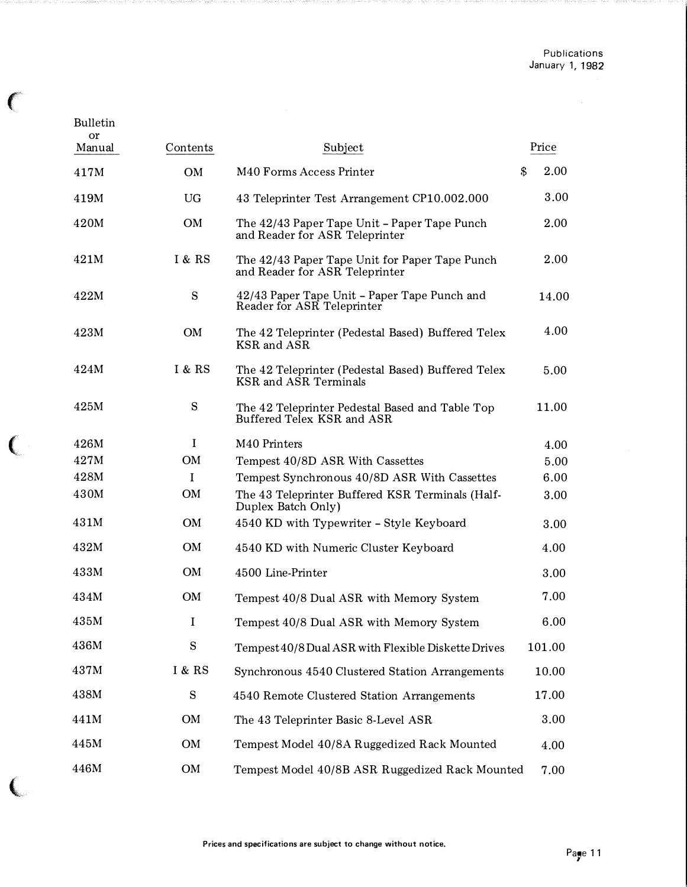| Bulletin or Manual | Contents | Subject | Price |
|---|---|---|---|
| 417M | OM | M40 Forms Access Printer | $ 2.00 |
| 419M | UG | 43 Teleprinter Test Arrangement CP10.002.000 | 3.00 |
| 420M | OM | The 42/43 Paper Tape Unit – Paper Tape Punch and Reader for ASR Teleprinter | 2.00 |
| 421M | I & RS | The 42/43 Paper Tape Unit for Paper Tape Punch and Reader for ASR Teleprinter | 2.00 |
| 422M | S | 42/43 Paper Tape Unit – Paper Tape Punch and Reader for ASR Teleprinter | 14.00 |
| 423M | OM | The 42 Teleprinter (Pedestal Based) Buffered Telex KSR and ASR | 4.00 |
| 424M | I & RS | The 42 Teleprinter (Pedestal Based) Buffered Telex KSR and ASR Terminals | 5.00 |
| 425M | S | The 42 Teleprinter Pedestal Based and Table Top Buffered Telex KSR and ASR | 11.00 |
| 426M | I | M40 Printers | 4.00 |
| 427M | OM | Tempest 40/8D ASR With Cassettes | 5.00 |
| 428M | I | Tempest Synchronous 40/8D ASR With Cassettes | 6.00 |
| 430M | OM | The 43 Teleprinter Buffered KSR Terminals (Half-Duplex Batch Only) | 3.00 |
| 431M | OM | 4540 KD with Typewriter – Style Keyboard | 3.00 |
| 432M | OM | 4540 KD with Numeric Cluster Keyboard | 4.00 |
| 433M | OM | 4500 Line-Printer | 3.00 |
| 434M | OM | Tempest 40/8 Dual ASR with Memory System | 7.00 |
| 435M | I | Tempest 40/8 Dual ASR with Memory System | 6.00 |
| 436M | S | Tempest 40/8 Dual ASR with Flexible Diskette Drives | 101.00 |
| 437M | I & RS | Synchronous 4540 Clustered Station Arrangements | 10.00 |
| 438M | S | 4540 Remote Clustered Station Arrangements | 17.00 |
| 441M | OM | The 43 Teleprinter Basic 8-Level ASR | 3.00 |
| 445M | OM | Tempest Model 40/8A Ruggedized Rack Mounted | 4.00 |
| 446M | OM | Tempest Model 40/8B ASR Ruggedized Rack Mounted | 7.00 |

Prices and specifications are subject to change without notice.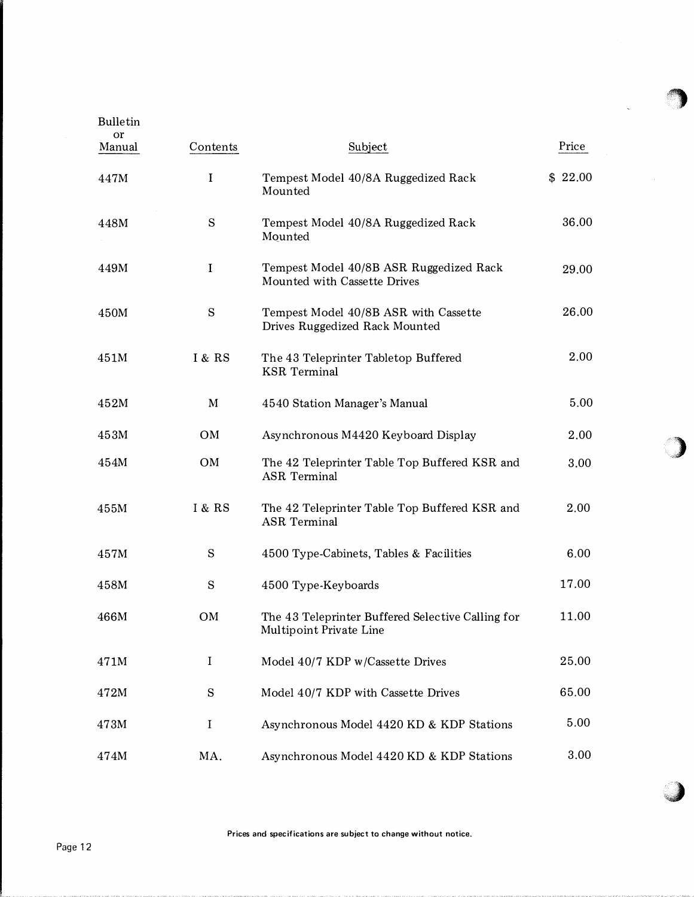| Bulletin or Manual | Contents | Subject | Price |
|---|---|---|---|
| 447M | I | Tempest Model 40/8A Ruggedized Rack Mounted | $ 22.00 |
| 448M | S | Tempest Model 40/8A Ruggedized Rack Mounted | 36.00 |
| 449M | I | Tempest Model 40/8B ASR Ruggedized Rack Mounted with Cassette Drives | 29.00 |
| 450M | S | Tempest Model 40/8B ASR with Cassette Drives Ruggedized Rack Mounted | 26.00 |
| 451M | I & RS | The 43 Teleprinter Tabletop Buffered KSR Terminal | 2.00 |
| 452M | M | 4540 Station Manager's Manual | 5.00 |
| 453M | OM | Asynchronous M4420 Keyboard Display | 2.00 |
| 454M | OM | The 42 Teleprinter Table Top Buffered KSR and ASR Terminal | 3.00 |
| 455M | I & RS | The 42 Teleprinter Table Top Buffered KSR and ASR Terminal | 2.00 |
| 457M | S | 4500 Type-Cabinets, Tables & Facilities | 6.00 |
| 458M | S | 4500 Type-Keyboards | 17.00 |
| 466M | OM | The 43 Teleprinter Buffered Selective Calling for Multipoint Private Line | 11.00 |
| 471M | I | Model 40/7 KDP w/Cassette Drives | 25.00 |
| 472M | S | Model 40/7 KDP with Cassette Drives | 65.00 |
| 473M | I | Asynchronous Model 4420 KD & KDP Stations | 5.00 |
| 474M | MA. | Asynchronous Model 4420 KD & KDP Stations | 3.00 |

**Prices and specifications are subject to change without notice.**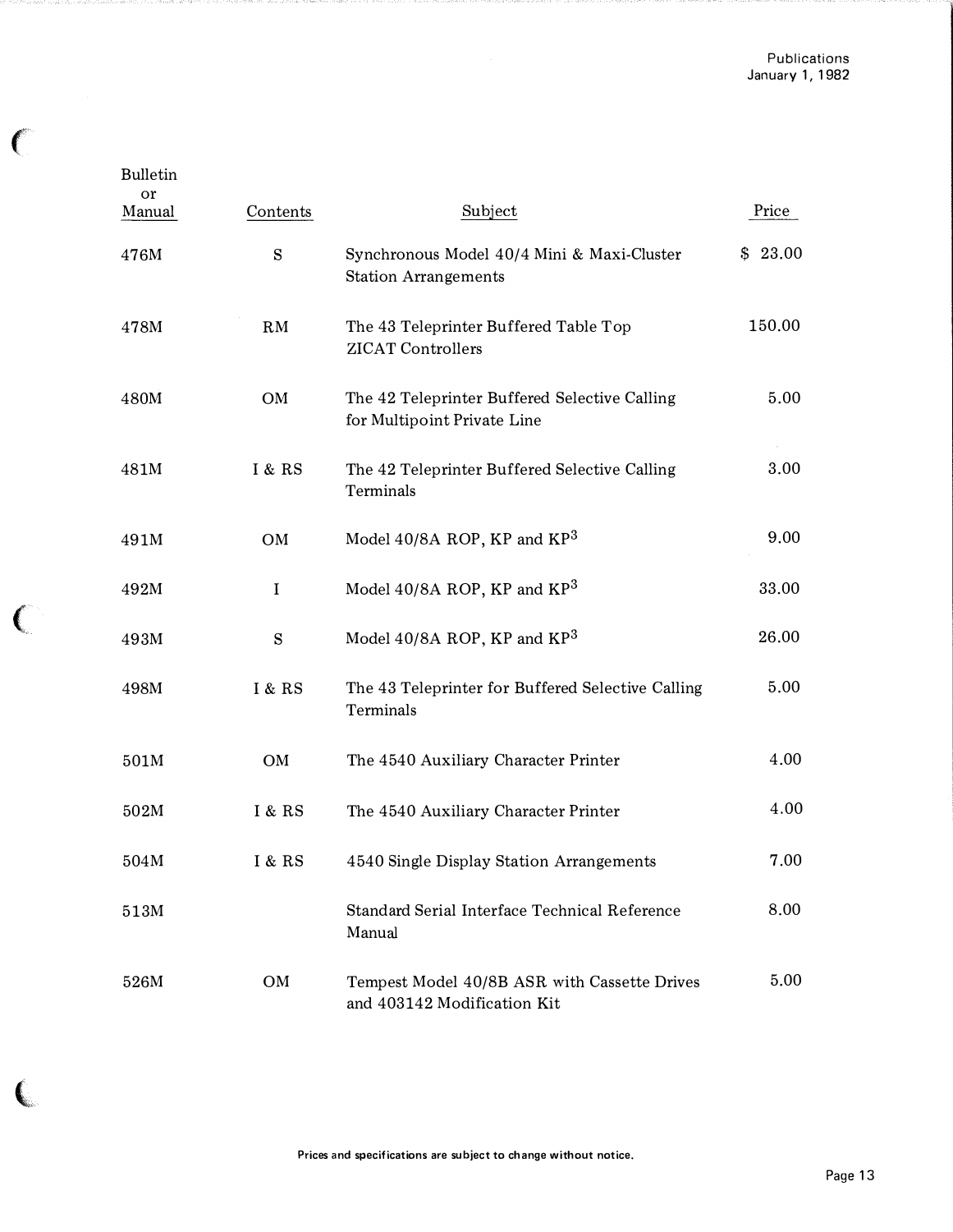| Bulletin or Manual | Contents | Subject | Price |
| --- | --- | --- | --- |
| 476M | S | Synchronous Model 40/4 Mini & Maxi-Cluster Station Arrangements | $ 23.00 |
| 478M | RM | The 43 Teleprinter Buffered Table Top ZICAT Controllers | 150.00 |
| 480M | OM | The 42 Teleprinter Buffered Selective Calling for Multipoint Private Line | 5.00 |
| 481M | I & RS | The 42 Teleprinter Buffered Selective Calling Terminals | 3.00 |
| 491M | OM | Model 40/8A ROP, KP and $KP^3$ | 9.00 |
| 492M | I | Model 40/8A ROP, KP and $KP^3$ | 33.00 |
| 493M | S | Model 40/8A ROP, KP and $KP^3$ | 26.00 |
| 498M | I & RS | The 43 Teleprinter for Buffered Selective Calling Terminals | 5.00 |
| 501M | OM | The 4540 Auxiliary Character Printer | 4.00 |
| 502M | I & RS | The 4540 Auxiliary Character Printer | 4.00 |
| 504M | I & RS | 4540 Single Display Station Arrangements | 7.00 |
| 513M | | Standard Serial Interface Technical Reference Manual | 8.00 |
| 526M | OM | Tempest Model 40/8B ASR with Cassette Drives and 403142 Modification Kit | 5.00 |

Prices and specifications are subject to change without notice.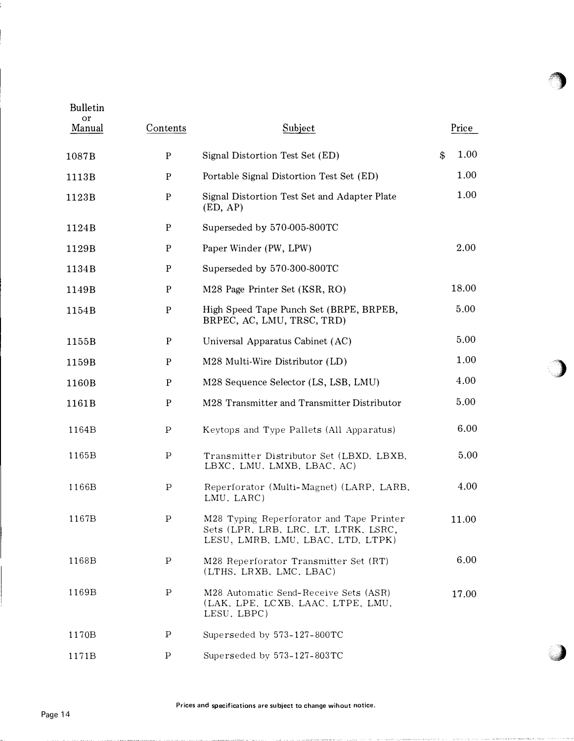| Bulletin or Manual | Contents | Subject | Price |
|---|---|---|---|
| 1087B | P | Signal Distortion Test Set (ED) | $ 1.00 |
| 1113B | P | Portable Signal Distortion Test Set (ED) | 1.00 |
| 1123B | P | Signal Distortion Test Set and Adapter Plate (ED, AP) | 1.00 |
| 1124B | P | Superseded by 570-005-800TC | |
| 1129B | P | Paper Winder (PW, LPW) | 2.00 |
| 1134B | P | Superseded by 570-300-800TC | |
| 1149B | P | M28 Page Printer Set (KSR, RO) | 18.00 |
| 1154B | P | High Speed Tape Punch Set (BRPE, BRPEB, BRPEC, AC, LMU, TRSC, TRD) | 5.00 |
| 1155B | P | Universal Apparatus Cabinet (AC) | 5.00 |
| 1159B | P | M28 Multi-Wire Distributor (LD) | 1.00 |
| 1160B | P | M28 Sequence Selector (LS, LSB, LMU) | 4.00 |
| 1161B | P | M28 Transmitter and Transmitter Distributor | 5.00 |
| 1164B | P | Keytops and Type Pallets (All Apparatus) | 6.00 |
| 1165B | P | Transmitter Distributor Set (LBXD, LBXB, LBXC, LMU, LMXB, LBAC, AC) | 5.00 |
| 1166B | P | Reperforator (Multi-Magnet) (LARP, LARB, LMU, LARC) | 4.00 |
| 1167B | P | M28 Typing Reperforator and Tape Printer Sets (LPR, LRB, LRC, LT, LTRK, LSRC, LESU, LMRB, LMU, LBAC, LTD, LTPK) | 11.00 |
| 1168B | P | M28 Reperforator Transmitter Set (RT) (LTHS, LRXB, LMC, LBAC) | 6.00 |
| 1169B | P | M28 Automatic Send-Receive Sets (ASR) (LAK, LPE, LCXB, LAAC, LTPE, LMU, LESU, LBPC) | 17.00 |
| 1170B | P | Superseded by 573-127-800TC | |
| 1171B | P | Superseded by 573-127-803TC | |

Prices and specifications are subject to change wihout notice.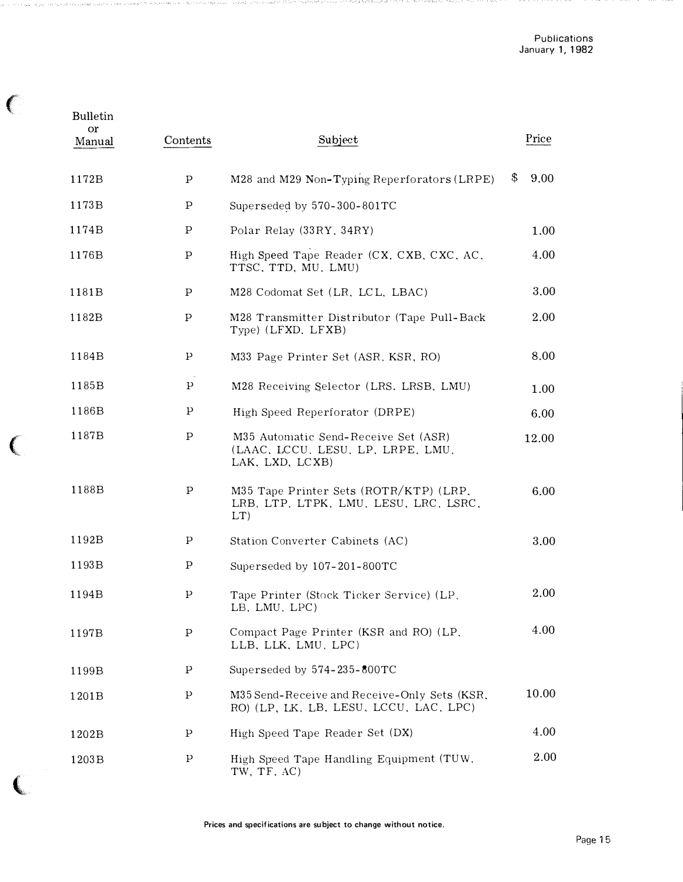| Bulletin or Manual | Contents | Subject | Price |
|---|---|---|---|
| 1172B | P | M28 and M29 Non-Typing Reperforators (LRPE) | $ 9.00 |
| 1173B | P | Superseded by 570-300-801TC | |
| 1174B | P | Polar Relay (33RY, 34RY) | 1.00 |
| 1176B | P | High Speed Tape Reader (CX, CXB, CXC, AC, TTSC, TTD, MU, LMU) | 4.00 |
| 1181B | P | M28 Codomat Set (LR, LCL, LBAC) | 3.00 |
| 1182B | P | M28 Transmitter Distributor (Tape Pull-Back Type) (LFXD, LFXB) | 2.00 |
| 1184B | P | M33 Page Printer Set (ASR, KSR, RO) | 8.00 |
| 1185B | P | M28 Receiving Selector (LRS, LRSB, LMU) | 1.00 |
| 1186B | P | High Speed Reperforator (DRPE) | 6.00 |
| 1187B | P | M35 Automatic Send-Receive Set (ASR) (LAAC, LCCU, LESU, LP, LRPE, LMU, LAK, LXD, LCXB) | 12.00 |
| 1188B | P | M35 Tape Printer Sets (ROTR/KTP) (LRP, LRB, LTP, LTPK, LMU, LESU, LRC, LSRC, LT) | 6.00 |
| 1192B | P | Station Converter Cabinets (AC) | 3.00 |
| 1193B | P | Superseded by 107-201-800TC | |
| 1194B | P | Tape Printer (Stock Ticker Service) (LP, LB, LMU, LPC) | 2.00 |
| 1197B | P | Compact Page Printer (KSR and RO) (LP, LLB, LLK, LMU, LPC) | 4.00 |
| 1199B | P | Superseded by 574-235-800TC | |
| 1201B | P | M35 Send-Receive and Receive-Only Sets (KSR, RO) (LP, LK, LB, LESU, LCCU, LAC, LPC) | 10.00 |
| 1202B | P | High Speed Tape Reader Set (DX) | 4.00 |
| 1203B | P | High Speed Tape Handling Equipment (TUW, TW, TF, AC) | 2.00 |

Prices and specifications are subject to change without notice.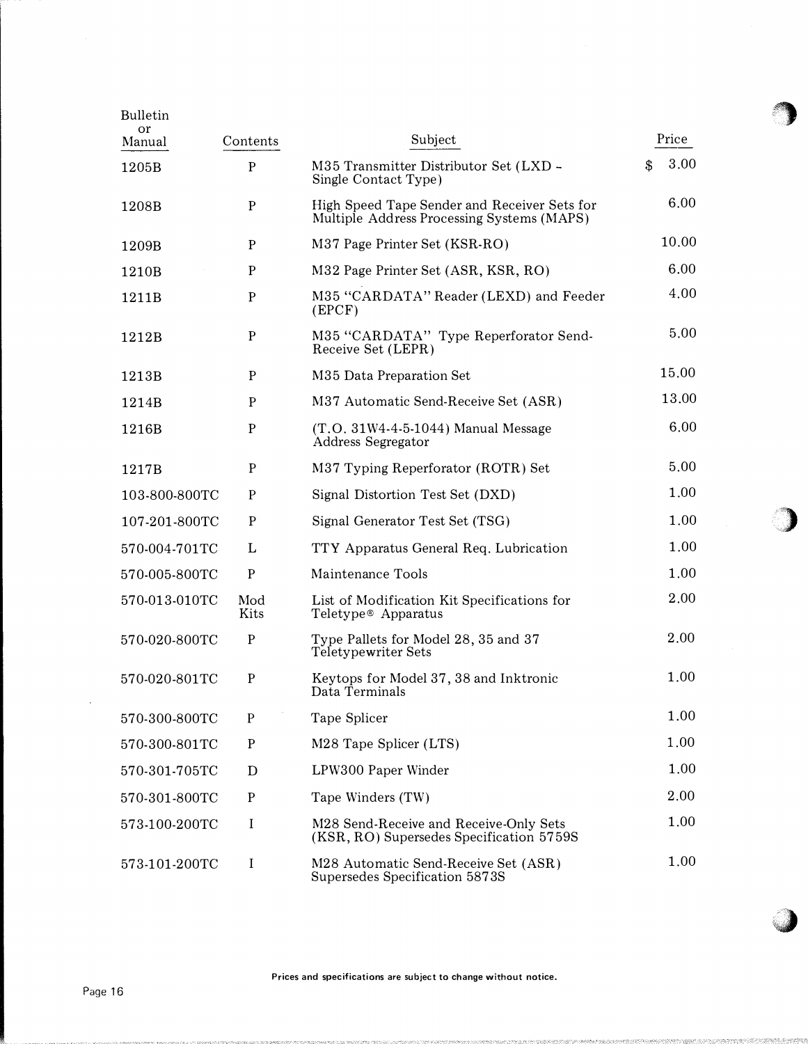| Bulletin or Manual | Contents | Subject | Price |
|---|---|---|---|
| 1205B | P | M35 Transmitter Distributor Set (LXD – Single Contact Type) | $ 3.00 |
| 1208B | P | High Speed Tape Sender and Receiver Sets for Multiple Address Processing Systems (MAPS) | 6.00 |
| 1209B | P | M37 Page Printer Set (KSR-RO) | 10.00 |
| 1210B | P | M32 Page Printer Set (ASR, KSR, RO) | 6.00 |
| 1211B | P | M35 "CARDATA" Reader (LEXD) and Feeder (EPCF) | 4.00 |
| 1212B | P | M35 "CARDATA" Type Reperforator Send-Receive Set (LEPR) | 5.00 |
| 1213B | P | M35 Data Preparation Set | 15.00 |
| 1214B | P | M37 Automatic Send-Receive Set (ASR) | 13.00 |
| 1216B | P | (T.O. 31W4-4-5-1044) Manual Message Address Segregator | 6.00 |
| 1217B | P | M37 Typing Reperforator (ROTR) Set | 5.00 |
| 103-800-800TC | P | Signal Distortion Test Set (DXD) | 1.00 |
| 107-201-800TC | P | Signal Generator Test Set (TSG) | 1.00 |
| 570-004-701TC | L | TTY Apparatus General Req. Lubrication | 1.00 |
| 570-005-800TC | P | Maintenance Tools | 1.00 |
| 570-013-010TC | Mod Kits | List of Modification Kit Specifications for Teletype® Apparatus | 2.00 |
| 570-020-800TC | P | Type Pallets for Model 28, 35 and 37 Teletypewriter Sets | 2.00 |
| 570-020-801TC | P | Keytops for Model 37, 38 and Inktronic Data Terminals | 1.00 |
| 570-300-800TC | P | Tape Splicer | 1.00 |
| 570-300-801TC | P | M28 Tape Splicer (LTS) | 1.00 |
| 570-301-705TC | D | LPW300 Paper Winder | 1.00 |
| 570-301-800TC | P | Tape Winders (TW) | 2.00 |
| 573-100-200TC | I | M28 Send-Receive and Receive-Only Sets (KSR, RO) Supersedes Specification 5759S | 1.00 |
| 573-101-200TC | I | M28 Automatic Send-Receive Set (ASR) Supersedes Specification 5873S | 1.00 |

**Prices and specifications are subject to change without notice.**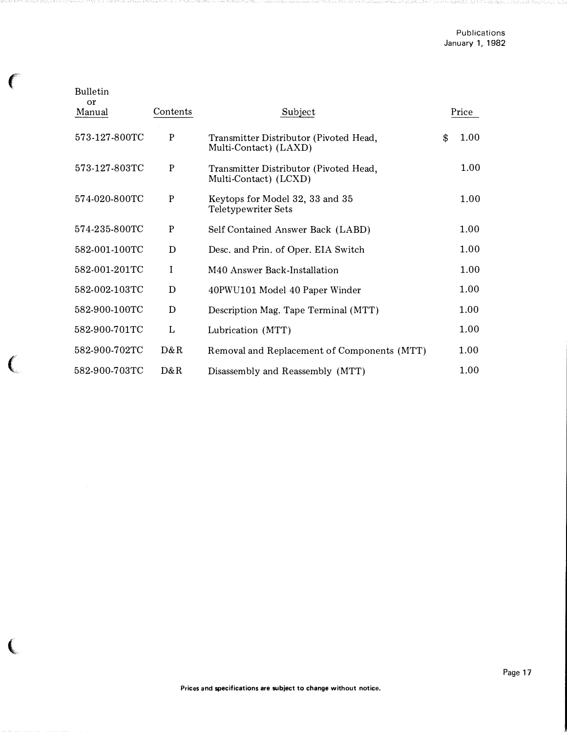| Bulletin or Manual | Contents | Subject | Price |
|---|---|---|---|
| 573-127-800TC | P | Transmitter Distributor (Pivoted Head, Multi-Contact) (LAXD) | $ 1.00 |
| 573-127-803TC | P | Transmitter Distributor (Pivoted Head, Multi-Contact) (LCXD) | 1.00 |
| 574-020-800TC | P | Keytops for Model 32, 33 and 35 Teletypewriter Sets | 1.00 |
| 574-235-800TC | P | Self Contained Answer Back (LABD) | 1.00 |
| 582-001-100TC | D | Desc. and Prin. of Oper. EIA Switch | 1.00 |
| 582-001-201TC | I | M40 Answer Back-Installation | 1.00 |
| 582-002-103TC | D | 40PWU101 Model 40 Paper Winder | 1.00 |
| 582-900-100TC | D | Description Mag. Tape Terminal (MTT) | 1.00 |
| 582-900-701TC | L | Lubrication (MTT) | 1.00 |
| 582-900-702TC | D&R | Removal and Replacement of Components (MTT) | 1.00 |
| 582-900-703TC | D&R | Disassembly and Reassembly (MTT) | 1.00 |

**Prices and specifications are subject to change without notice.**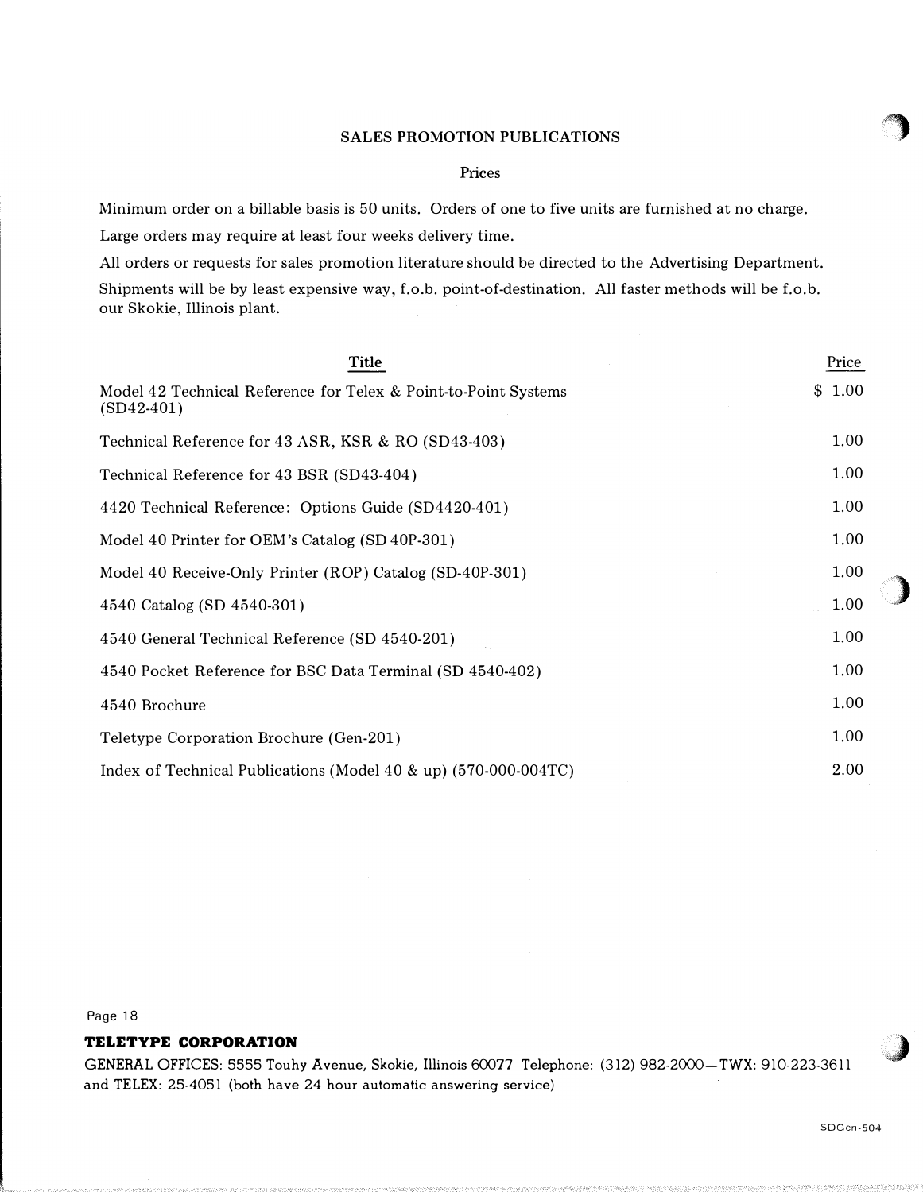# SALES PROMOTION PUBLICATIONS

## Prices

Minimum order on a billable basis is 50 units. Orders of one to five units are furnished at no charge.

Large orders may require at least four weeks delivery time.

All orders or requests for sales promotion literature should be directed to the Advertising Department.

Shipments will be by least expensive way, f.o.b. point-of-destination. All faster methods will be f.o.b. our Skokie, Illinois plant.

| Title | Price |
|---|---|
| Model 42 Technical Reference for Telex & Point-to-Point Systems (SD42-401) | $ 1.00 |
| Technical Reference for 43 ASR, KSR & RO (SD43-403) | 1.00 |
| Technical Reference for 43 BSR (SD43-404) | 1.00 |
| 4420 Technical Reference: Options Guide (SD4420-401) | 1.00 |
| Model 40 Printer for OEM's Catalog (SD 40P-301) | 1.00 |
| Model 40 Receive-Only Printer (ROP) Catalog (SD-40P-301) | 1.00 |
| 4540 Catalog (SD 4540-301) | 1.00 |
| 4540 General Technical Reference (SD 4540-201) | 1.00 |
| 4540 Pocket Reference for BSC Data Terminal (SD 4540-402) | 1.00 |
| 4540 Brochure | 1.00 |
| Teletype Corporation Brochure (Gen-201) | 1.00 |
| Index of Technical Publications (Model 40 & up) (570-000-004TC) | 2.00 |

**TELETYPE CORPORATION**

GENERAL OFFICES: 5555 Touhy Avenue, Skokie, Illinois 60077 Telephone: (312) 982-2000—TWX: 910-223-3611 and TELEX: 25-4051 (both have 24 hour automatic answering service)

SDGen-504